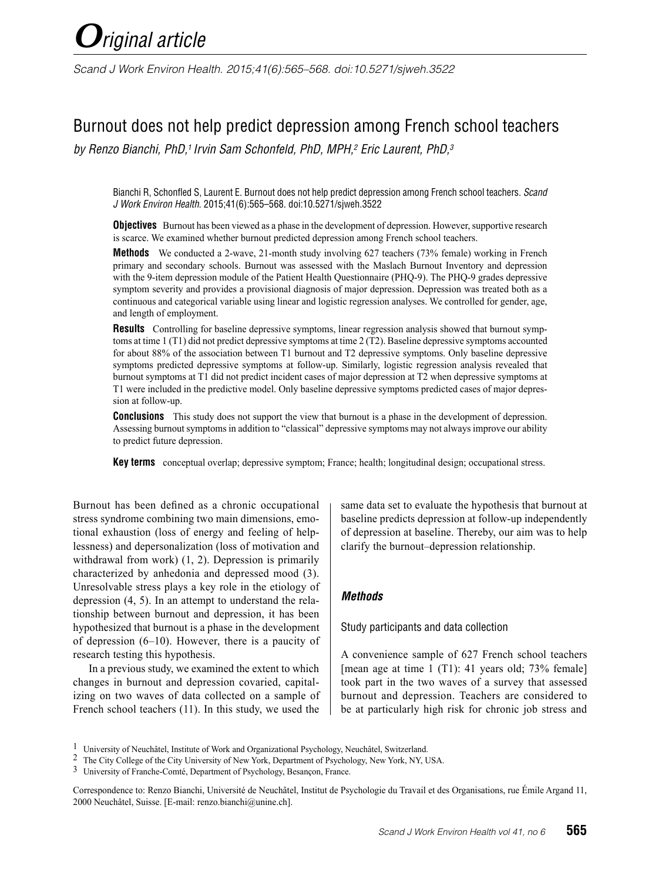*Original article*

# Burnout does not help predict depression among French school teachers

*by Renzo Bianchi, PhD,[1] Irvin Sam Schonfeld, PhD, MPH,[2] Eric Laurent, PhD,[3]*

Bianchi R, Schonfled S, Laurent E. Burnout does not help predict depression among French school teachers. *Scand J Work Environ Health*. 2015;41(6):565–568. doi:10.5271/sjweh.3522

**Objectives** Burnout has been viewed as a phase in the development of depression. However, supportive research is scarce. We examined whether burnout predicted depression among French school teachers.

**Methods** We conducted a 2-wave, 21-month study involving 627 teachers (73% female) working in French primary and secondary schools. Burnout was assessed with the Maslach Burnout Inventory and depression with the 9-item depression module of the Patient Health Questionnaire (PHQ-9). The PHQ-9 grades depressive symptom severity and provides a provisional diagnosis of major depression. Depression was treated both as a continuous and categorical variable using linear and logistic regression analyses. We controlled for gender, age, and length of employment.

**Results** Controlling for baseline depressive symptoms, linear regression analysis showed that burnout symptoms at time 1 (T1) did not predict depressive symptoms at time 2 (T2). Baseline depressive symptoms accounted for about 88% of the association between T1 burnout and T2 depressive symptoms. Only baseline depressive symptoms predicted depressive symptoms at follow-up. Similarly, logistic regression analysis revealed that burnout symptoms at T1 did not predict incident cases of major depression at T2 when depressive symptoms at T1 were included in the predictive model. Only baseline depressive symptoms predicted cases of major depression at follow-up.

**Conclusions** This study does not support the view that burnout is a phase in the development of depression. Assessing burnout symptoms in addition to "classical" depressive symptoms may not always improve our ability to predict future depression.

**Key terms** conceptual overlap; depressive symptom; France; health; longitudinal design; occupational stress.

Burnout has been defined as a chronic occupational stress syndrome combining two main dimensions, emotional exhaustion (loss of energy and feeling of helplessness) and depersonalization (loss of motivation and withdrawal from work) (1, 2). Depression is primarily characterized by anhedonia and depressed mood (3). Unresolvable stress plays a key role in the etiology of depression (4, 5). In an attempt to understand the relationship between burnout and depression, it has been hypothesized that burnout is a phase in the development of depression (6–10). However, there is a paucity of research testing this hypothesis.

In a previous study, we examined the extent to which changes in burnout and depression covaried, capitalizing on two waves of data collected on a sample of French school teachers (11). In this study, we used the same data set to evaluate the hypothesis that burnout at baseline predicts depression at follow-up independently of depression at baseline. Thereby, our aim was to help clarify the burnout–depression relationship.

## *Methods*

### Study participants and data collection

A convenience sample of 627 French school teachers [mean age at time 1 (T1): 41 years old; 73% female] took part in the two waves of a survey that assessed burnout and depression. Teachers are considered to be at particularly high risk for chronic job stress and

[1] University of Neuchâtel, Institute of Work and Organizational Psychology, Neuchâtel, Switzerland.
[2] The City College of the City University of New York, Department of Psychology, New York, NY, USA.
[3] University of Franche-Comté, Department of Psychology, Besançon, France.

Correspondence to: Renzo Bianchi, Université de Neuchâtel, Institut de Psychologie du Travail et des Organisations, rue Émile Argand 11, 2000 Neuchâtel, Suisse. [E-mail: renzo.bianchi@unine.ch].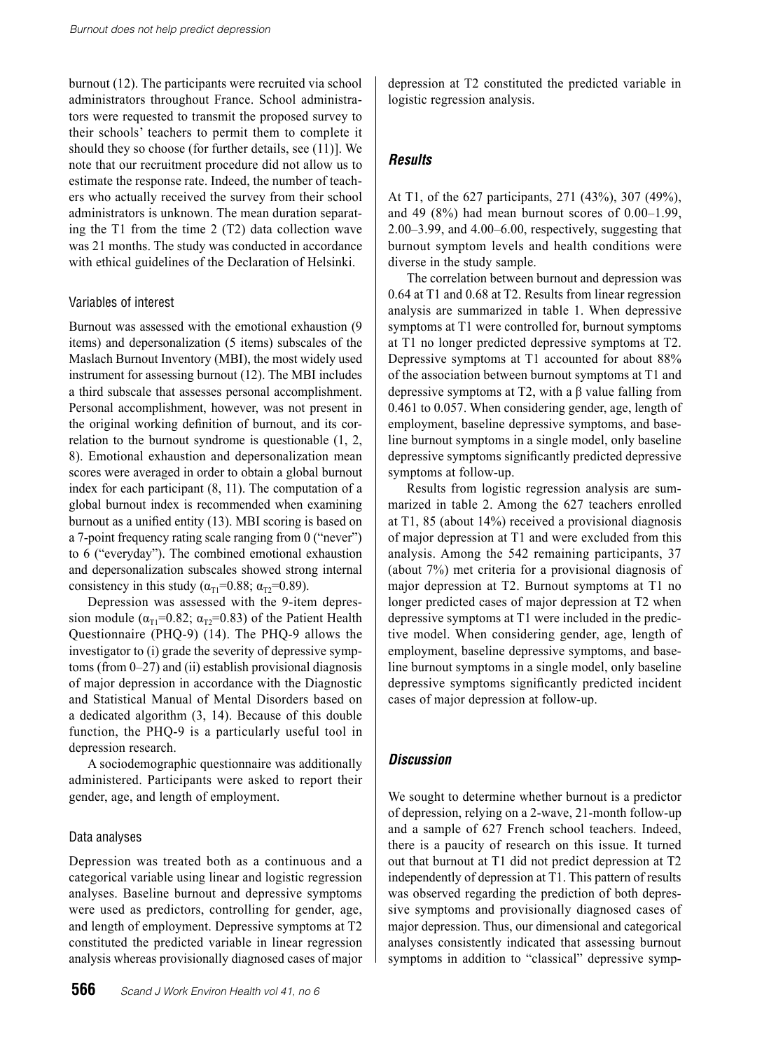burnout (12). The participants were recruited via school administrators throughout France. School administrators were requested to transmit the proposed survey to their schools' teachers to permit them to complete it should they so choose (for further details, see (11)]. We note that our recruitment procedure did not allow us to estimate the response rate. Indeed, the number of teachers who actually received the survey from their school administrators is unknown. The mean duration separating the T1 from the time 2 (T2) data collection wave was 21 months. The study was conducted in accordance with ethical guidelines of the Declaration of Helsinki.

### Variables of interest

Burnout was assessed with the emotional exhaustion (9 items) and depersonalization (5 items) subscales of the Maslach Burnout Inventory (MBI), the most widely used instrument for assessing burnout (12). The MBI includes a third subscale that assesses personal accomplishment. Personal accomplishment, however, was not present in the original working definition of burnout, and its correlation to the burnout syndrome is questionable (1, 2, 8). Emotional exhaustion and depersonalization mean scores were averaged in order to obtain a global burnout index for each participant (8, 11). The computation of a global burnout index is recommended when examining burnout as a unified entity (13). MBI scoring is based on a 7-point frequency rating scale ranging from 0 ("never") to 6 ("everyday"). The combined emotional exhaustion and depersonalization subscales showed strong internal consistency in this study ($\alpha_{T1}$=0.88; $\alpha_{T2}$=0.89).

Depression was assessed with the 9-item depression module ($\alpha_{T1}$=0.82; $\alpha_{T2}$=0.83) of the Patient Health Questionnaire (PHQ-9) (14). The PHQ-9 allows the investigator to (i) grade the severity of depressive symptoms (from 0–27) and (ii) establish provisional diagnosis of major depression in accordance with the Diagnostic and Statistical Manual of Mental Disorders based on a dedicated algorithm (3, 14). Because of this double function, the PHQ-9 is a particularly useful tool in depression research.

A sociodemographic questionnaire was additionally administered. Participants were asked to report their gender, age, and length of employment.

### Data analyses

Depression was treated both as a continuous and a categorical variable using linear and logistic regression analyses. Baseline burnout and depressive symptoms were used as predictors, controlling for gender, age, and length of employment. Depressive symptoms at T2 constituted the predicted variable in linear regression analysis whereas provisionally diagnosed cases of major depression at T2 constituted the predicted variable in logistic regression analysis.

## *Results*

At T1, of the 627 participants, 271 (43%), 307 (49%), and 49 (8%) had mean burnout scores of 0.00–1.99, 2.00–3.99, and 4.00–6.00, respectively, suggesting that burnout symptom levels and health conditions were diverse in the study sample.

The correlation between burnout and depression was 0.64 at T1 and 0.68 at T2. Results from linear regression analysis are summarized in table 1. When depressive symptoms at T1 were controlled for, burnout symptoms at T1 no longer predicted depressive symptoms at T2. Depressive symptoms at T1 accounted for about 88% of the association between burnout symptoms at T1 and depressive symptoms at T2, with a β value falling from 0.461 to 0.057. When considering gender, age, length of employment, baseline depressive symptoms, and baseline burnout symptoms in a single model, only baseline depressive symptoms significantly predicted depressive symptoms at follow-up.

Results from logistic regression analysis are summarized in table 2. Among the 627 teachers enrolled at T1, 85 (about 14%) received a provisional diagnosis of major depression at T1 and were excluded from this analysis. Among the 542 remaining participants, 37 (about 7%) met criteria for a provisional diagnosis of major depression at T2. Burnout symptoms at T1 no longer predicted cases of major depression at T2 when depressive symptoms at T1 were included in the predictive model. When considering gender, age, length of employment, baseline depressive symptoms, and baseline burnout symptoms in a single model, only baseline depressive symptoms significantly predicted incident cases of major depression at follow-up.

## *Discussion*

We sought to determine whether burnout is a predictor of depression, relying on a 2-wave, 21-month follow-up and a sample of 627 French school teachers. Indeed, there is a paucity of research on this issue. It turned out that burnout at T1 did not predict depression at T2 independently of depression at T1. This pattern of results was observed regarding the prediction of both depressive symptoms and provisionally diagnosed cases of major depression. Thus, our dimensional and categorical analyses consistently indicated that assessing burnout symptoms in addition to "classical" depressive symp-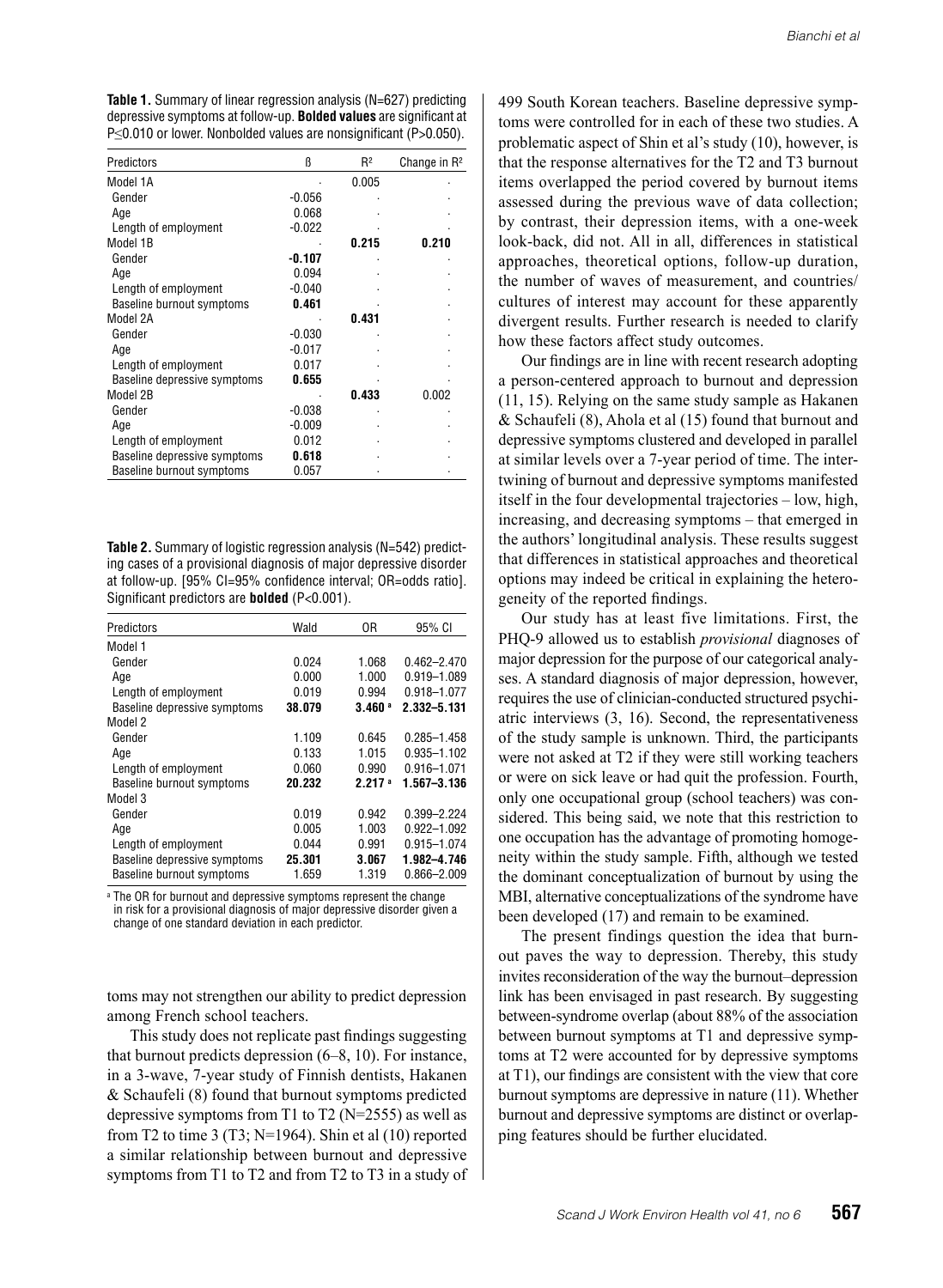**Table 1.** Summary of linear regression analysis (N=627) predicting depressive symptoms at follow-up. **Bolded values** are significant at P≤0.010 or lower. Nonbolded values are nonsignificant (P>0.050).

| Predictors | ß | $R^2$ | Change in $R^2$ |
|---|---|---|---|
| Model 1A | · | 0.005 | · |
| Gender | -0.056 | · | · |
| Age | 0.068 | · | · |
| Length of employment | -0.022 | · | · |
| Model 1B | · | **0.215** | **0.210** |
| Gender | **-0.107** | · | · |
| Age | 0.094 | · | · |
| Length of employment | -0.040 | · | · |
| Baseline burnout symptoms | **0.461** | · | · |
| Model 2A | · | **0.431** | · |
| Gender | -0.030 | · | · |
| Age | -0.017 | · | · |
| Length of employment | 0.017 | · | · |
| Baseline depressive symptoms | **0.655** | · | · |
| Model 2B | · | **0.433** | 0.002 |
| Gender | -0.038 | · | · |
| Age | -0.009 | · | · |
| Length of employment | 0.012 | · | · |
| Baseline depressive symptoms | **0.618** | · | · |
| Baseline burnout symptoms | 0.057 | · | · |

**Table 2.** Summary of logistic regression analysis (N=542) predicting cases of a provisional diagnosis of major depressive disorder at follow-up. [95% CI=95% confidence interval; OR=odds ratio]. Significant predictors are **bolded** (P<0.001).

| Predictors | Wald | OR | 95% CI |
|---|---|---|---|
| Model 1 | | | |
| Gender | 0.024 | 1.068 | 0.462–2.470 |
| Age | 0.000 | 1.000 | 0.919–1.089 |
| Length of employment | 0.019 | 0.994 | 0.918–1.077 |
| Baseline depressive symptoms | **38.079** | **3.460** [a] | **2.332–5.131** |
| Model 2 | | | |
| Gender | 1.109 | 0.645 | 0.285–1.458 |
| Age | 0.133 | 1.015 | 0.935–1.102 |
| Length of employment | 0.060 | 0.990 | 0.916–1.071 |
| Baseline burnout symptoms | **20.232** | **2.217** [a] | **1.567–3.136** |
| Model 3 | | | |
| Gender | 0.019 | 0.942 | 0.399–2.224 |
| Age | 0.005 | 1.003 | 0.922–1.092 |
| Length of employment | 0.044 | 0.991 | 0.915–1.074 |
| Baseline depressive symptoms | **25.301** | **3.067** | **1.982–4.746** |
| Baseline burnout symptoms | 1.659 | 1.319 | 0.866–2.009 |

[a] The OR for burnout and depressive symptoms represent the change in risk for a provisional diagnosis of major depressive disorder given a change of one standard deviation in each predictor.

toms may not strengthen our ability to predict depression among French school teachers.

This study does not replicate past findings suggesting that burnout predicts depression (6–8, 10). For instance, in a 3-wave, 7-year study of Finnish dentists, Hakanen & Schaufeli (8) found that burnout symptoms predicted depressive symptoms from T1 to T2 (N=2555) as well as from T2 to time 3 (T3; N=1964). Shin et al (10) reported a similar relationship between burnout and depressive symptoms from T1 to T2 and from T2 to T3 in a study of 499 South Korean teachers. Baseline depressive symptoms were controlled for in each of these two studies. A problematic aspect of Shin et al's study (10), however, is that the response alternatives for the T2 and T3 burnout items overlapped the period covered by burnout items assessed during the previous wave of data collection; by contrast, their depression items, with a one-week look-back, did not. All in all, differences in statistical approaches, theoretical options, follow-up duration, the number of waves of measurement, and countries/cultures of interest may account for these apparently divergent results. Further research is needed to clarify how these factors affect study outcomes.

Our findings are in line with recent research adopting a person-centered approach to burnout and depression (11, 15). Relying on the same study sample as Hakanen & Schaufeli (8), Ahola et al (15) found that burnout and depressive symptoms clustered and developed in parallel at similar levels over a 7-year period of time. The intertwining of burnout and depressive symptoms manifested itself in the four developmental trajectories – low, high, increasing, and decreasing symptoms – that emerged in the authors' longitudinal analysis. These results suggest that differences in statistical approaches and theoretical options may indeed be critical in explaining the heterogeneity of the reported findings.

Our study has at least five limitations. First, the PHQ-9 allowed us to establish *provisional* diagnoses of major depression for the purpose of our categorical analyses. A standard diagnosis of major depression, however, requires the use of clinician-conducted structured psychiatric interviews (3, 16). Second, the representativeness of the study sample is unknown. Third, the participants were not asked at T2 if they were still working teachers or were on sick leave or had quit the profession. Fourth, only one occupational group (school teachers) was considered. This being said, we note that this restriction to one occupation has the advantage of promoting homogeneity within the study sample. Fifth, although we tested the dominant conceptualization of burnout by using the MBI, alternative conceptualizations of the syndrome have been developed (17) and remain to be examined.

The present findings question the idea that burnout paves the way to depression. Thereby, this study invites reconsideration of the way the burnout–depression link has been envisaged in past research. By suggesting between-syndrome overlap (about 88% of the association between burnout symptoms at T1 and depressive symptoms at T2 were accounted for by depressive symptoms at T1), our findings are consistent with the view that core burnout symptoms are depressive in nature (11). Whether burnout and depressive symptoms are distinct or overlapping features should be further elucidated.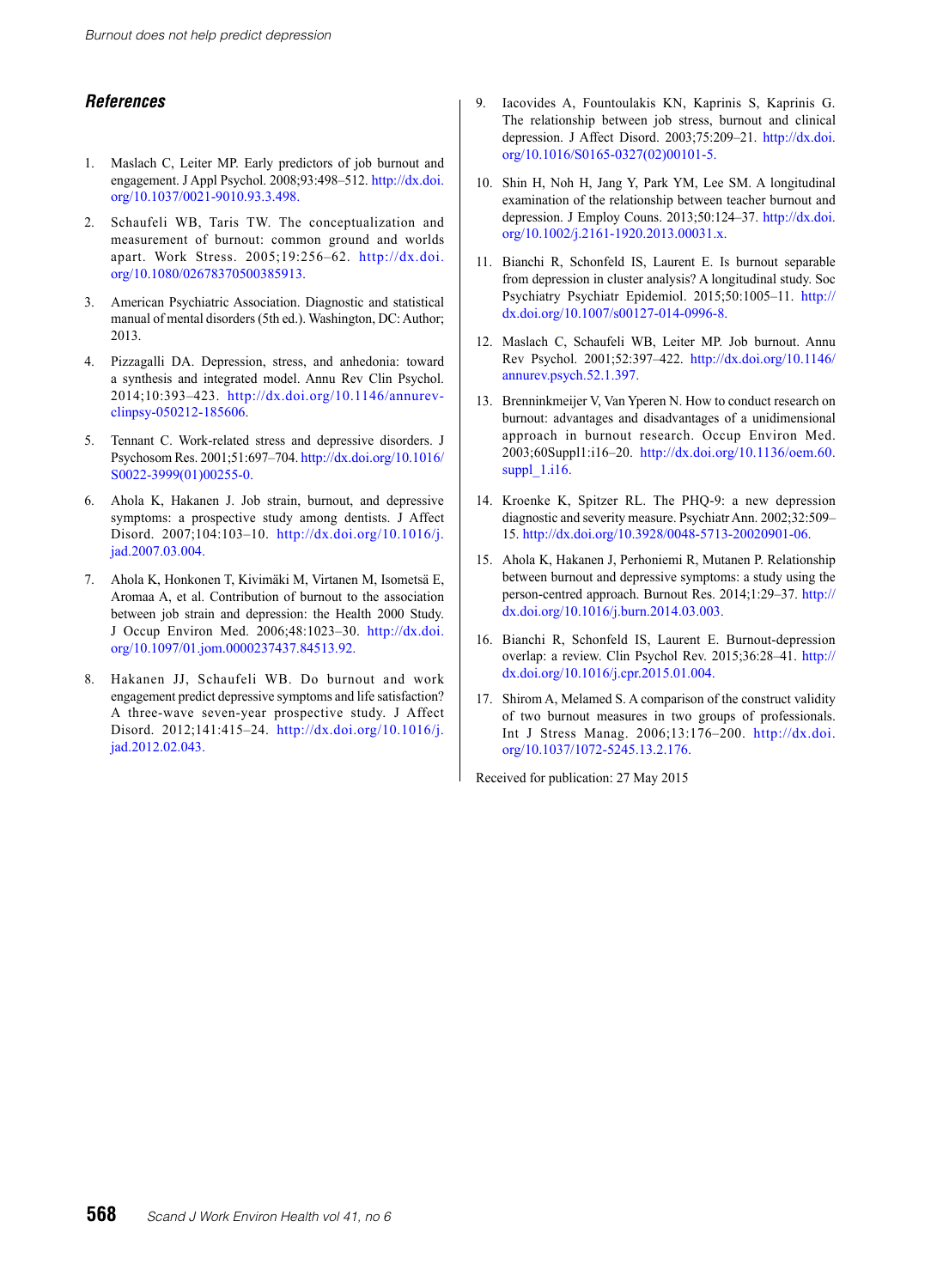## References

1. Maslach C, Leiter MP. Early predictors of job burnout and engagement. J Appl Psychol. 2008;93:498–512. http://dx.doi.org/10.1037/0021-9010.93.3.498.

2. Schaufeli WB, Taris TW. The conceptualization and measurement of burnout: common ground and worlds apart. Work Stress. 2005;19:256–62. http://dx.doi.org/10.1080/02678370500385913.

3. American Psychiatric Association. Diagnostic and statistical manual of mental disorders (5th ed.). Washington, DC: Author; 2013.

4. Pizzagalli DA. Depression, stress, and anhedonia: toward a synthesis and integrated model. Annu Rev Clin Psychol. 2014;10:393–423. http://dx.doi.org/10.1146/annurev-clinpsy-050212-185606.

5. Tennant C. Work-related stress and depressive disorders. J Psychosom Res. 2001;51:697–704. http://dx.doi.org/10.1016/S0022-3999(01)00255-0.

6. Ahola K, Hakanen J. Job strain, burnout, and depressive symptoms: a prospective study among dentists. J Affect Disord. 2007;104:103–10. http://dx.doi.org/10.1016/j.jad.2007.03.004.

7. Ahola K, Honkonen T, Kivimäki M, Virtanen M, Isometsä E, Aromaa A, et al. Contribution of burnout to the association between job strain and depression: the Health 2000 Study. J Occup Environ Med. 2006;48:1023–30. http://dx.doi.org/10.1097/01.jom.0000237437.84513.92.

8. Hakanen JJ, Schaufeli WB. Do burnout and work engagement predict depressive symptoms and life satisfaction? A three-wave seven-year prospective study. J Affect Disord. 2012;141:415–24. http://dx.doi.org/10.1016/j.jad.2012.02.043.

9. Iacovides A, Fountoulakis KN, Kaprinis S, Kaprinis G. The relationship between job stress, burnout and clinical depression. J Affect Disord. 2003;75:209–21. http://dx.doi.org/10.1016/S0165-0327(02)00101-5.

10. Shin H, Noh H, Jang Y, Park YM, Lee SM. A longitudinal examination of the relationship between teacher burnout and depression. J Employ Couns. 2013;50:124–37. http://dx.doi.org/10.1002/j.2161-1920.2013.00031.x.

11. Bianchi R, Schonfeld IS, Laurent E. Is burnout separable from depression in cluster analysis? A longitudinal study. Soc Psychiatry Psychiatr Epidemiol. 2015;50:1005–11. http://dx.doi.org/10.1007/s00127-014-0996-8.

12. Maslach C, Schaufeli WB, Leiter MP. Job burnout. Annu Rev Psychol. 2001;52:397–422. http://dx.doi.org/10.1146/annurev.psych.52.1.397.

13. Brenninkmeijer V, Van Yperen N. How to conduct research on burnout: advantages and disadvantages of a unidimensional approach in burnout research. Occup Environ Med. 2003;60Suppl1:i16–20. http://dx.doi.org/10.1136/oem.60.suppl_1.i16.

14. Kroenke K, Spitzer RL. The PHQ-9: a new depression diagnostic and severity measure. Psychiatr Ann. 2002;32:509–15. http://dx.doi.org/10.3928/0048-5713-20020901-06.

15. Ahola K, Hakanen J, Perhoniemi R, Mutanen P. Relationship between burnout and depressive symptoms: a study using the person-centred approach. Burnout Res. 2014;1:29–37. http://dx.doi.org/10.1016/j.burn.2014.03.003.

16. Bianchi R, Schonfeld IS, Laurent E. Burnout-depression overlap: a review. Clin Psychol Rev. 2015;36:28–41. http://dx.doi.org/10.1016/j.cpr.2015.01.004.

17. Shirom A, Melamed S. A comparison of the construct validity of two burnout measures in two groups of professionals. Int J Stress Manag. 2006;13:176–200. http://dx.doi.org/10.1037/1072-5245.13.2.176.

Received for publication: 27 May 2015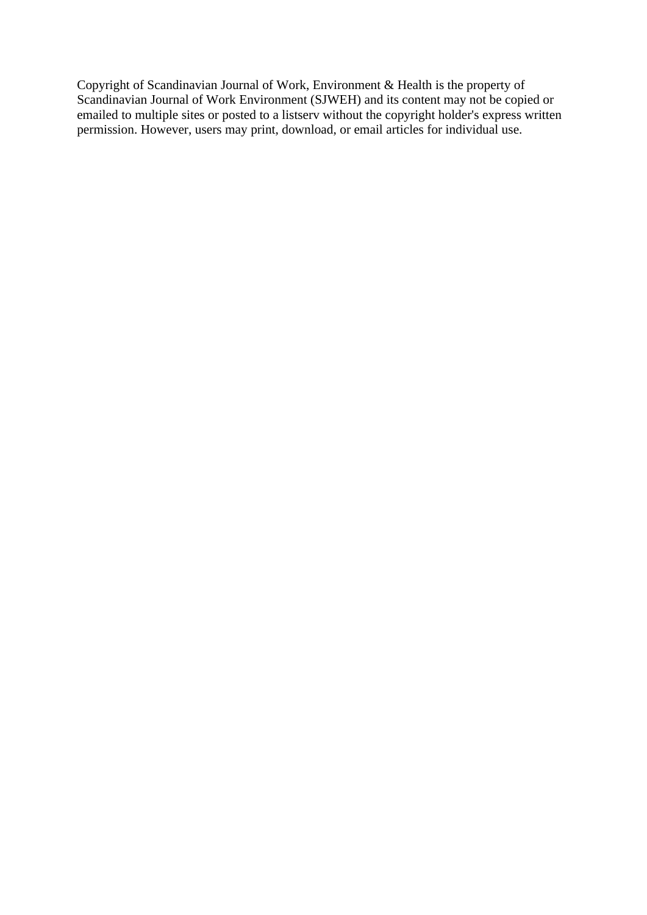Copyright of Scandinavian Journal of Work, Environment & Health is the property of Scandinavian Journal of Work Environment (SJWEH) and its content may not be copied or emailed to multiple sites or posted to a listserv without the copyright holder's express written permission. However, users may print, download, or email articles for individual use.